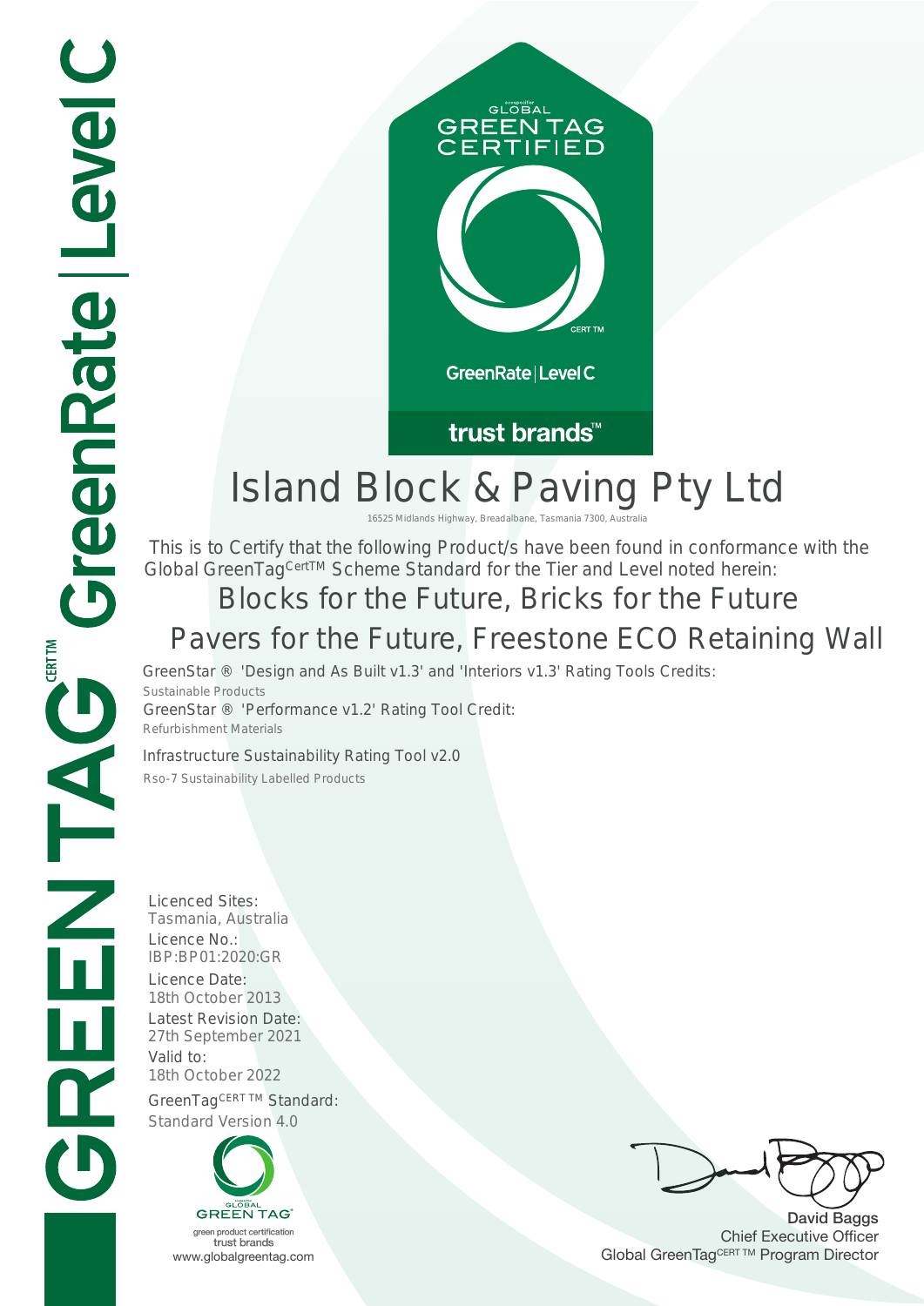GREENTAG CERT TM GreenRate | Level C

GLOBAL GREEN TAG CERTIFIED

CERT TM

GreenRate | Level C

trust brands™

# Island Block & Paving Pty Ltd

16525 Midlands Highway, Breadalbane, Tasmania 7300, Australia

This is to Certify that the following Product/s have been found in conformance with the Global GreenTag CertTM Scheme Standard for the Tier and Level noted herein:

## Blocks for the Future, Bricks for the Future

## Pavers for the Future, Freestone ECO Retaining Wall

GreenStar ® 'Design and As Built v1.3' and 'Interiors v1.3' Rating Tools Credits:

Sustainable Products

GreenStar ® 'Performance v1.2' Rating Tool Credit:

Refurbishment Materials

Infrastructure Sustainability Rating Tool v2.0

Rso-7 Sustainability Labelled Products

Licenced Sites:
Tasmania, Australia

Licence No.:
IBP:BP01:2020:GR

Licence Date:
18th October 2013

Latest Revision Date:
27th September 2021

Valid to:
18th October 2022

GreenTag CERT TM Standard:
Standard Version 4.0

GLOBAL GREEN TAG®
green product certification
trust brands
www.globalgreentag.com

David Baggs
Chief Executive Officer
Global GreenTag CERT TM Program Director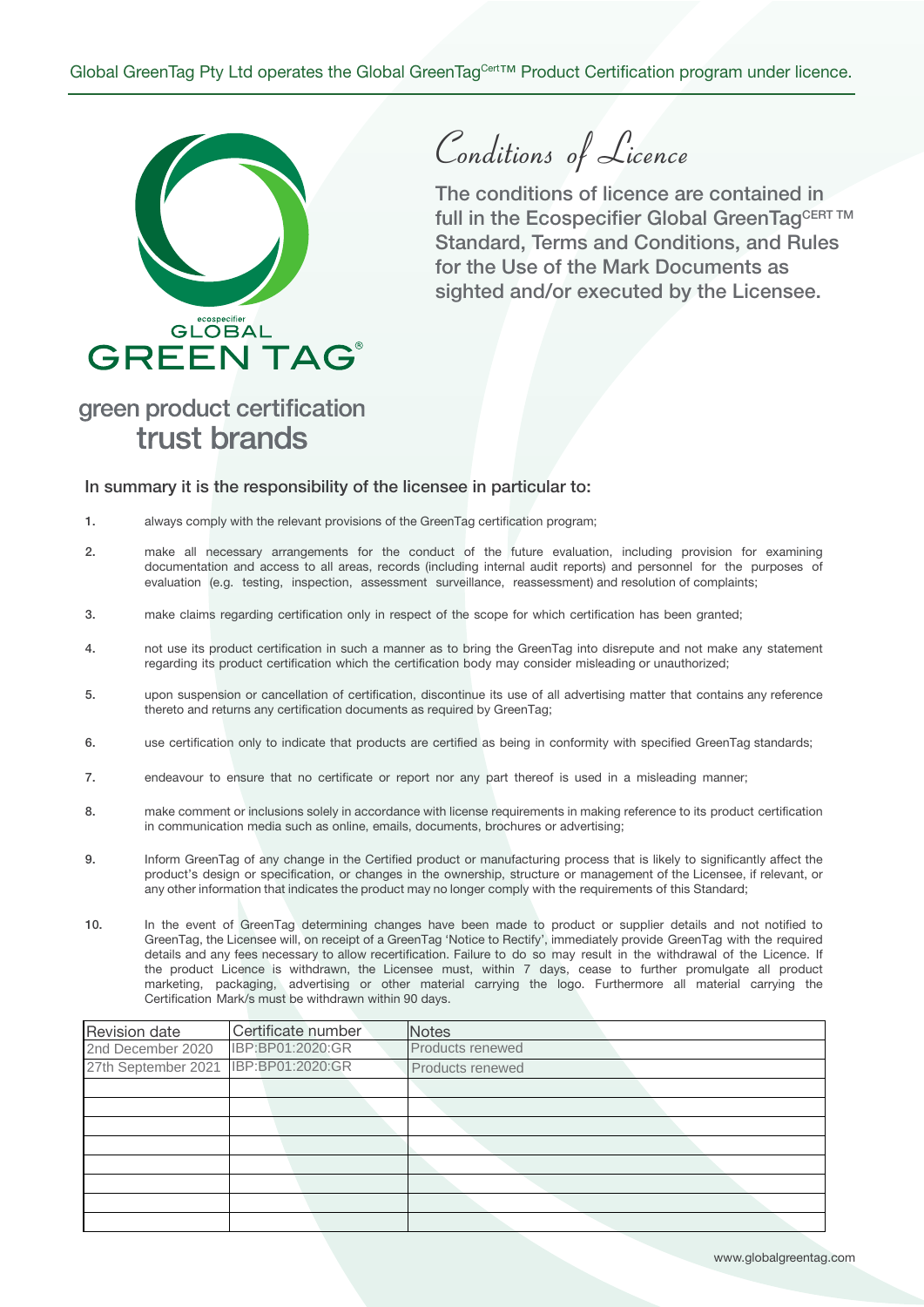Global GreenTag Pty Ltd operates the Global GreenTag[Cert™] Product Certification program under licence.

GLOBAL GREEN TAG®

green product certification
trust brands

# Conditions of Licence

**The conditions of licence are contained in full in the Ecospecifier Global GreenTag[CERT TM] Standard, Terms and Conditions, and Rules for the Use of the Mark Documents as sighted and/or executed by the Licensee.**

### In summary it is the responsibility of the licensee in particular to:

1. always comply with the relevant provisions of the GreenTag certification program;
2. make all necessary arrangements for the conduct of the future evaluation, including provision for examining documentation and access to all areas, records (including internal audit reports) and personnel for the purposes of evaluation (e.g. testing, inspection, assessment surveillance, reassessment) and resolution of complaints;
3. make claims regarding certification only in respect of the scope for which certification has been granted;
4. not use its product certification in such a manner as to bring the GreenTag into disrepute and not make any statement regarding its product certification which the certification body may consider misleading or unauthorized;
5. upon suspension or cancellation of certification, discontinue its use of all advertising matter that contains any reference thereto and returns any certification documents as required by GreenTag;
6. use certification only to indicate that products are certified as being in conformity with specified GreenTag standards;
7. endeavour to ensure that no certificate or report nor any part thereof is used in a misleading manner;
8. make comment or inclusions solely in accordance with license requirements in making reference to its product certification in communication media such as online, emails, documents, brochures or advertising;
9. Inform GreenTag of any change in the Certified product or manufacturing process that is likely to significantly affect the product's design or specification, or changes in the ownership, structure or management of the Licensee, if relevant, or any other information that indicates the product may no longer comply with the requirements of this Standard;
10. In the event of GreenTag determining changes have been made to product or supplier details and not notified to GreenTag, the Licensee will, on receipt of a GreenTag 'Notice to Rectify', immediately provide GreenTag with the required details and any fees necessary to allow recertification. Failure to do so may result in the withdrawal of the Licence. If the product Licence is withdrawn, the Licensee must, within 7 days, cease to further promulgate all product marketing, packaging, advertising or other material carrying the logo. Furthermore all material carrying the Certification Mark/s must be withdrawn within 90 days.

| Revision date | Certificate number | Notes |
| --- | --- | --- |
| 2nd December 2020 | IBP:BP01:2020:GR | Products renewed |
| 27th September 2021 | IBP:BP01:2020:GR | Products renewed |
| | | |
| | | |
| | | |
| | | |
| | | |
| | | |
| | | |
| | | |

www.globalgreentag.com